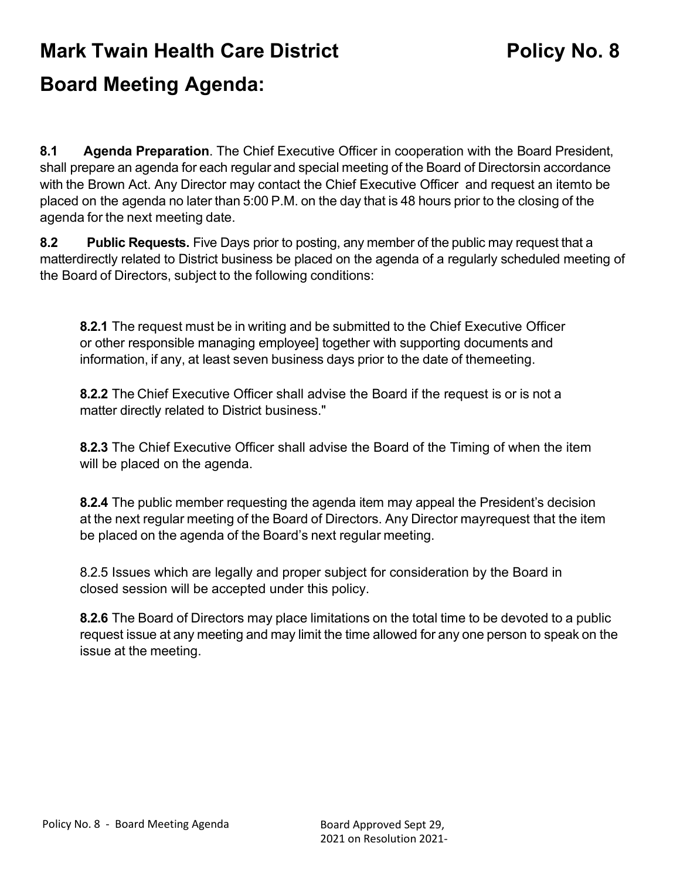# Mark Twain Health Care District Policy No. 8

# Board Meeting Agenda:

**8.1 Agenda Preparation**. The Chief Executive Officer in cooperation with the Board President, shall prepare an agenda for each regular and special meeting of the Board of Directorsin accordance with the Brown Act. Any Director may contact the Chief Executive Officer and request an itemto be placed on the agenda no later than 5:00 P.M. on the day that is 48 hours prior to the closing of the agenda for the next meeting date.

**8.2 Public Requests.** Five Days prior to posting, any member of the public may request that a matterdirectly related to District business be placed on the agenda of a regularly scheduled meeting of the Board of Directors, subject to the following conditions:

**8.2.1** The request must be in writing and be submitted to the Chief Executive Officer or other responsible managing employee] together with supporting documents and information, if any, at least seven business days prior to the date of themeeting.

**8.2.2** The Chief Executive Officer shall advise the Board if the request is or is not a matter directly related to District business."

**8.2.3** The Chief Executive Officer shall advise the Board of the Timing of when the item will be placed on the agenda.

**8.2.4** The public member requesting the agenda item may appeal the President's decision at the next regular meeting of the Board of Directors. Any Director mayrequest that the item be placed on the agenda of the Board's next regular meeting.

8.2.5 Issues which are legally and proper subject for consideration by the Board in closed session will be accepted under this policy.

**8.2.6** The Board of Directors may place limitations on the total time to be devoted to a public request issue at any meeting and may limit the time allowed for any one person to speak on the issue at the meeting.

Policy No. 8 - Board Meeting Agenda

Board Approved Sept 29, 2021 on Resolution 2021-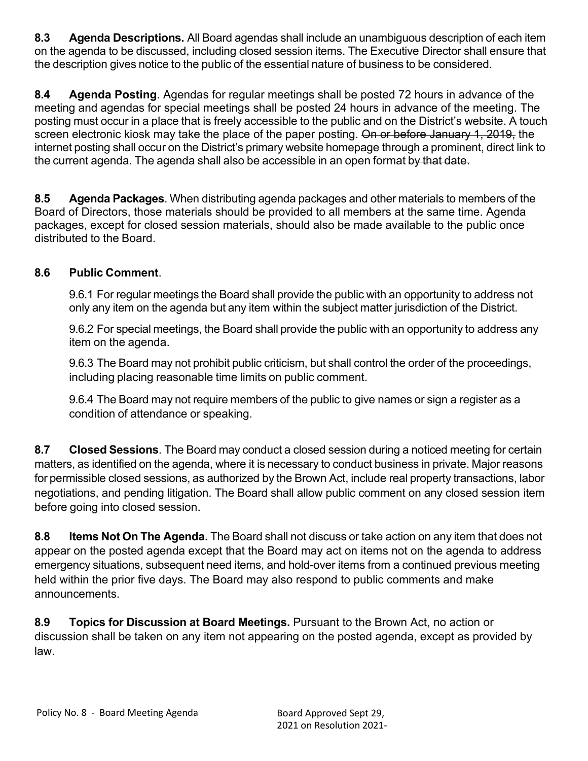**8.3 Agenda Descriptions.** All Board agendas shall include an unambiguous description of each item on the agenda to be discussed, including closed session items. The Executive Director shall ensure that the description gives notice to the public of the essential nature of business to be considered.

**8.4 Agenda Posting**. Agendas for regular meetings shall be posted 72 hours in advance of the meeting and agendas for special meetings shall be posted 24 hours in advance of the meeting. The posting must occur in a place that is freely accessible to the public and on the District's website. A touch screen electronic kiosk may take the place of the paper posting. ~~On or before January 1, 2019,~~ the internet posting shall occur on the District's primary website homepage through a prominent, direct link to the current agenda. The agenda shall also be accessible in an open format ~~by that date.~~

**8.5 Agenda Packages**. When distributing agenda packages and other materials to members of the Board of Directors, those materials should be provided to all members at the same time. Agenda packages, except for closed session materials, should also be made available to the public once distributed to the Board.

**8.6 Public Comment**.

9.6.1 For regular meetings the Board shall provide the public with an opportunity to address not only any item on the agenda but any item within the subject matter jurisdiction of the District.

9.6.2 For special meetings, the Board shall provide the public with an opportunity to address any item on the agenda.

9.6.3 The Board may not prohibit public criticism, but shall control the order of the proceedings, including placing reasonable time limits on public comment.

9.6.4 The Board may not require members of the public to give names or sign a register as a condition of attendance or speaking.

**8.7 Closed Sessions**. The Board may conduct a closed session during a noticed meeting for certain matters, as identified on the agenda, where it is necessary to conduct business in private. Major reasons for permissible closed sessions, as authorized by the Brown Act, include real property transactions, labor negotiations, and pending litigation. The Board shall allow public comment on any closed session item before going into closed session.

**8.8 Items Not On The Agenda.** The Board shall not discuss or take action on any item that does not appear on the posted agenda except that the Board may act on items not on the agenda to address emergency situations, subsequent need items, and hold-over items from a continued previous meeting held within the prior five days. The Board may also respond to public comments and make announcements.

**8.9 Topics for Discussion at Board Meetings.** Pursuant to the Brown Act, no action or discussion shall be taken on any item not appearing on the posted agenda, except as provided by law.

Policy No. 8 - Board Meeting Agenda

Board Approved Sept 29, 2021 on Resolution 2021-